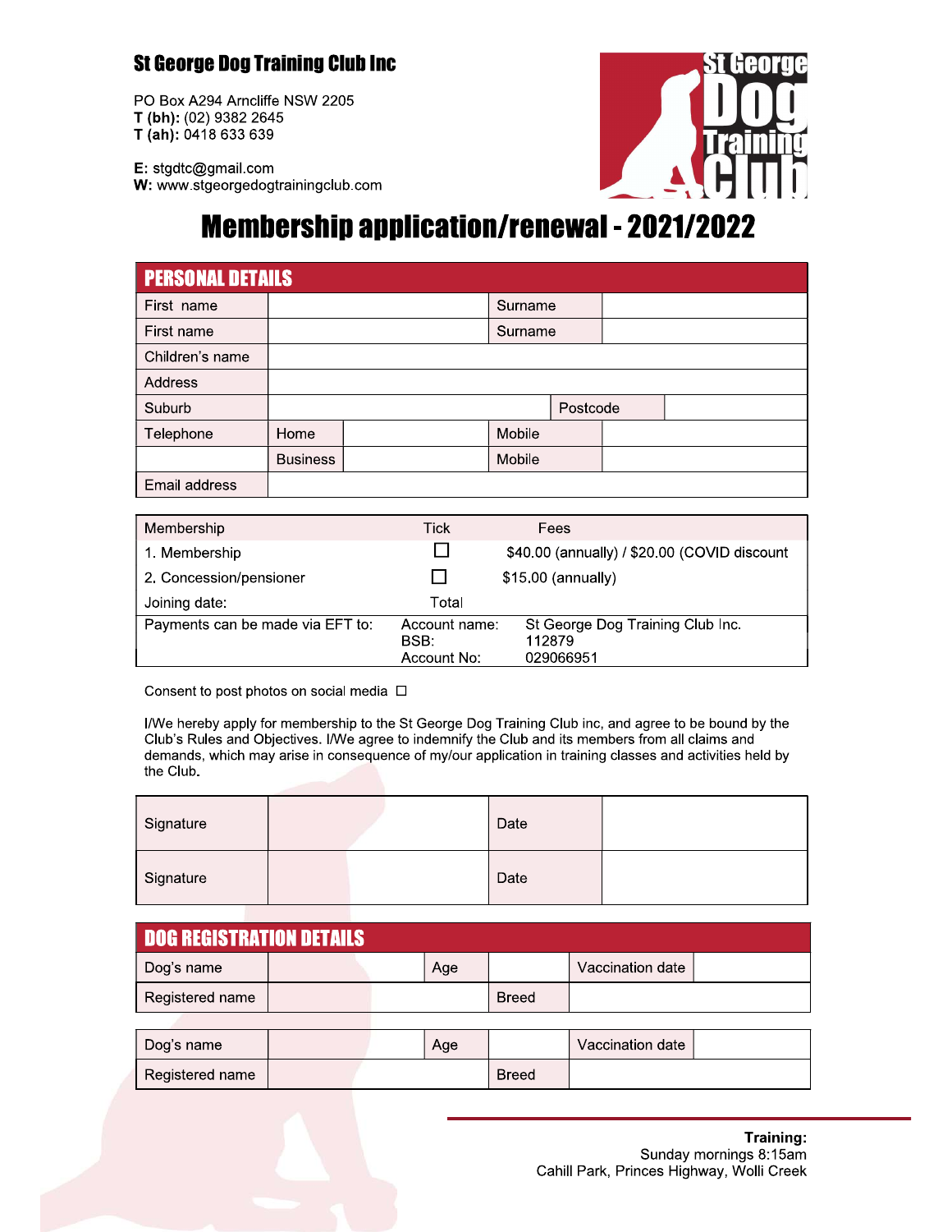## St George Dog Training Club Inc

PO Box A294 Arncliffe NSW 2205
**T (bh):** (02) 9382 2645
**T (ah):** 0418 633 639

**E:** stgdtc@gmail.com
**W:** www.stgeorgedogtrainingclub.com

# Membership application/renewal - 2021/2022

| PERSONAL DETAILS | | | | |
|---|---|---|---|---|
| First name | | | Surname | |
| First name | | | Surname | |
| Children's name | | | | |
| Address | | | | |
| Suburb | | | Postcode | |
| Telephone | Home | | Mobile | |
| | Business | | Mobile | |
| Email address | | | | |

| Membership | Tick | Fees |
|---|---|---|
| 1. Membership | ☐ | $40.00 (annually) / $20.00 (COVID discount |
| 2. Concession/pensioner | ☐ | $15.00 (annually) |
| Joining date: | Total | |
| Payments can be made via EFT to: | Account name:<br>BSB:<br>Account No: | St George Dog Training Club Inc.<br>112879<br>029066951 |

Consent to post photos on social media ☐

I/We hereby apply for membership to the St George Dog Training Club inc, and agree to be bound by the Club's Rules and Objectives. I/We agree to indemnify the Club and its members from all claims and demands, which may arise in consequence of my/our application in training classes and activities held by the Club.

| Signature | | Date | |
|---|---|---|---|
| Signature | | Date | |

| DOG REGISTRATION DETAILS | | | | | |
|---|---|---|---|---|---|
| Dog's name | | Age | | Vaccination date | |
| Registered name | | | Breed | | |

| Dog's name | | Age | | Vaccination date | |
|---|---|---|---|---|---|
| Registered name | | | Breed | | |

**Training:**
Sunday mornings 8:15am
Cahill Park, Princes Highway, Wolli Creek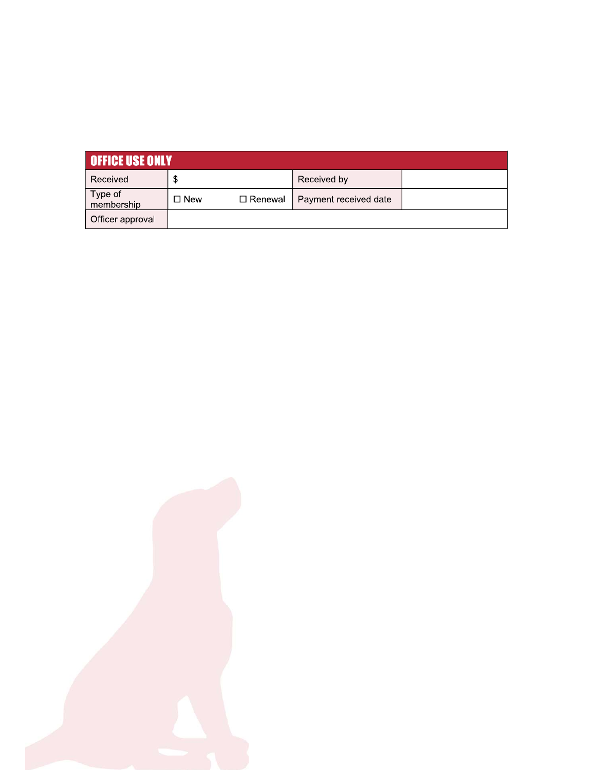## OFFICE USE ONLY

| Received | $ | Received by | |
|---|---|---|---|
| Type of membership | ☐ New ☐ Renewal | Payment received date | |
| Officer approval | | | |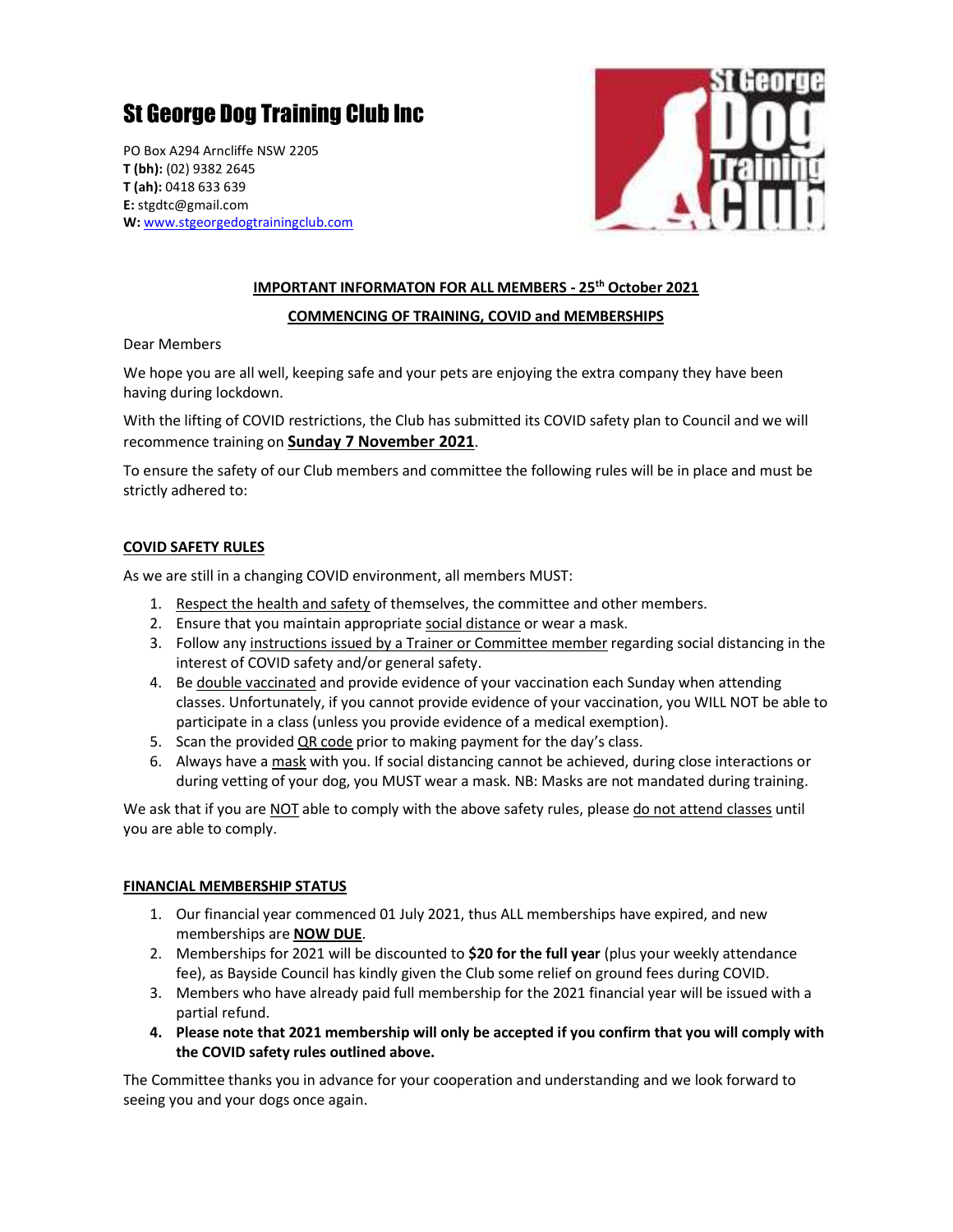# St George Dog Training Club Inc

PO Box A294 Arncliffe NSW 2205
**T (bh):** (02) 9382 2645
**T (ah):** 0418 633 639
**E:** stgdtc@gmail.com
**W:** www.stgeorgedogtrainingclub.com

**IMPORTANT INFORMATON FOR ALL MEMBERS - 25th October 2021**

**COMMENCING OF TRAINING, COVID and MEMBERSHIPS**

Dear Members

We hope you are all well, keeping safe and your pets are enjoying the extra company they have been having during lockdown.

With the lifting of COVID restrictions, the Club has submitted its COVID safety plan to Council and we will recommence training on **Sunday 7 November 2021**.

To ensure the safety of our Club members and committee the following rules will be in place and must be strictly adhered to:

### COVID SAFETY RULES

As we are still in a changing COVID environment, all members MUST:

1. Respect the health and safety of themselves, the committee and other members.
2. Ensure that you maintain appropriate social distance or wear a mask.
3. Follow any instructions issued by a Trainer or Committee member regarding social distancing in the interest of COVID safety and/or general safety.
4. Be double vaccinated and provide evidence of your vaccination each Sunday when attending classes. Unfortunately, if you cannot provide evidence of your vaccination, you WILL NOT be able to participate in a class (unless you provide evidence of a medical exemption).
5. Scan the provided QR code prior to making payment for the day's class.
6. Always have a mask with you. If social distancing cannot be achieved, during close interactions or during vetting of your dog, you MUST wear a mask. NB: Masks are not mandated during training.

We ask that if you are NOT able to comply with the above safety rules, please do not attend classes until you are able to comply.

### FINANCIAL MEMBERSHIP STATUS

1. Our financial year commenced 01 July 2021, thus ALL memberships have expired, and new memberships are **NOW DUE**.
2. Memberships for 2021 will be discounted to **$20 for the full year** (plus your weekly attendance fee), as Bayside Council has kindly given the Club some relief on ground fees during COVID.
3. Members who have already paid full membership for the 2021 financial year will be issued with a partial refund.
4. **Please note that 2021 membership will only be accepted if you confirm that you will comply with the COVID safety rules outlined above.**

The Committee thanks you in advance for your cooperation and understanding and we look forward to seeing you and your dogs once again.